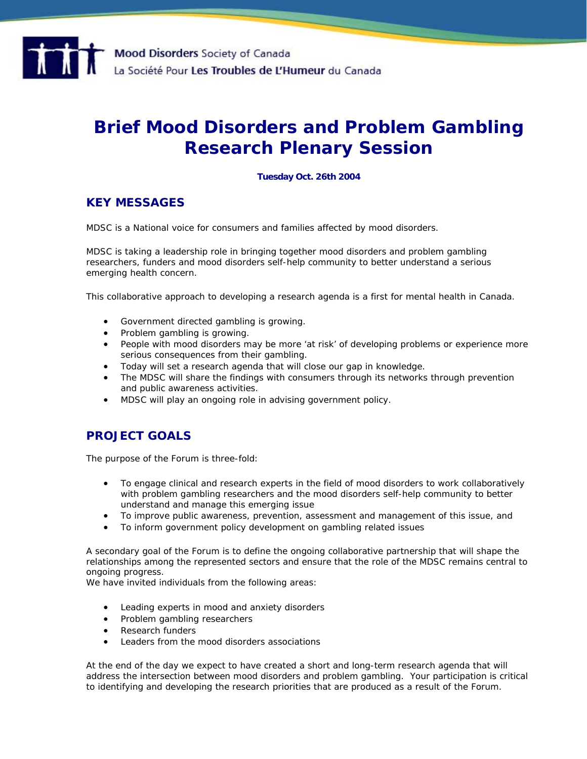Mood Disorders Society of Canada
La Société Pour Les Troubles de L'Humeur du Canada

# Brief Mood Disorders and Problem Gambling Research Plenary Session

**Tuesday Oct. 26th 2004**

## KEY MESSAGES

MDSC is a National voice for consumers and families affected by mood disorders.

MDSC is taking a leadership role in bringing together mood disorders and problem gambling researchers, funders and mood disorders self-help community to better understand a serious emerging health concern.

This collaborative approach to developing a research agenda is a first for mental health in Canada.

- Government directed gambling is growing.
- Problem gambling is growing.
- People with mood disorders may be more 'at risk' of developing problems or experience more serious consequences from their gambling.
- Today will set a research agenda that will close our gap in knowledge.
- The MDSC will share the findings with consumers through its networks through prevention and public awareness activities.
- MDSC will play an ongoing role in advising government policy.

## PROJECT GOALS

The purpose of the Forum is three-fold:

- To engage clinical and research experts in the field of mood disorders to work collaboratively with problem gambling researchers and the mood disorders self-help community to better understand and manage this emerging issue
- To improve public awareness, prevention, assessment and management of this issue, and
- To inform government policy development on gambling related issues

A secondary goal of the Forum is to define the ongoing collaborative partnership that will shape the relationships among the represented sectors and ensure that the role of the MDSC remains central to ongoing progress.
We have invited individuals from the following areas:

- Leading experts in mood and anxiety disorders
- Problem gambling researchers
- Research funders
- Leaders from the mood disorders associations

At the end of the day we expect to have created a short and long-term research agenda that will address the intersection between mood disorders and problem gambling. Your participation is critical to identifying and developing the research priorities that are produced as a result of the Forum.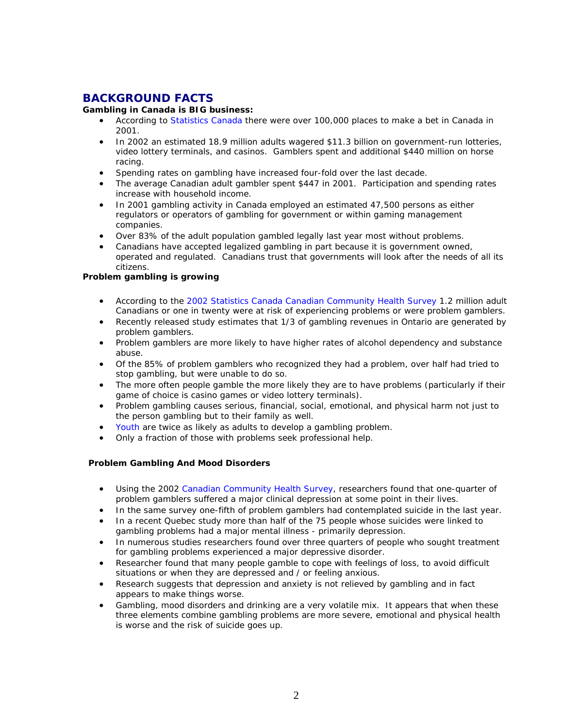## BACKGROUND FACTS

**Gambling in Canada is BIG business:**

- According to Statistics Canada there were over 100,000 places to make a bet in Canada in 2001.
- In 2002 an estimated 18.9 million adults wagered $11.3 billion on government-run lotteries, video lottery terminals, and casinos. Gamblers spent and additional $440 million on horse racing.
- Spending rates on gambling have increased four-fold over the last decade.
- The average Canadian adult gambler spent $447 in 2001. Participation and spending rates increase with household income.
- In 2001 gambling activity in Canada employed an estimated 47,500 persons as either regulators or operators of gambling for government or within gaming management companies.
- Over 83% of the adult population gambled legally last year most without problems.
- Canadians have accepted legalized gambling in part because it is government owned, operated and regulated. Canadians trust that governments will look after the needs of all its citizens.

**Problem gambling is growing**

- According to the 2002 Statistics Canada Canadian Community Health Survey 1.2 million adult Canadians or one in twenty were at risk of experiencing problems or were problem gamblers.
- Recently released study estimates that 1/3 of gambling revenues in Ontario are generated by problem gamblers.
- Problem gamblers are more likely to have higher rates of alcohol dependency and substance abuse.
- Of the 85% of problem gamblers who recognized they had a problem, over half had tried to stop gambling, but were unable to do so.
- The more often people gamble the more likely they are to have problems (particularly if their game of choice is casino games or video lottery terminals).
- Problem gambling causes serious, financial, social, emotional, and physical harm not just to the person gambling but to their family as well.
- Youth are twice as likely as adults to develop a gambling problem.
- Only a fraction of those with problems seek professional help.

**Problem Gambling And Mood Disorders**

- Using the 2002 Canadian Community Health Survey, researchers found that one-quarter of problem gamblers suffered a major clinical depression at some point in their lives.
- In the same survey one-fifth of problem gamblers had contemplated suicide in the last year.
- In a recent Quebec study more than half of the 75 people whose suicides were linked to gambling problems had a major mental illness - primarily depression.
- In numerous studies researchers found over three quarters of people who sought treatment for gambling problems experienced a major depressive disorder.
- Researcher found that many people gamble to cope with feelings of loss, to avoid difficult situations or when they are depressed and / or feeling anxious.
- Research suggests that depression and anxiety is not relieved by gambling and in fact appears to make things worse.
- Gambling, mood disorders and drinking are a very volatile mix. It appears that when these three elements combine gambling problems are more severe, emotional and physical health is worse and the risk of suicide goes up.